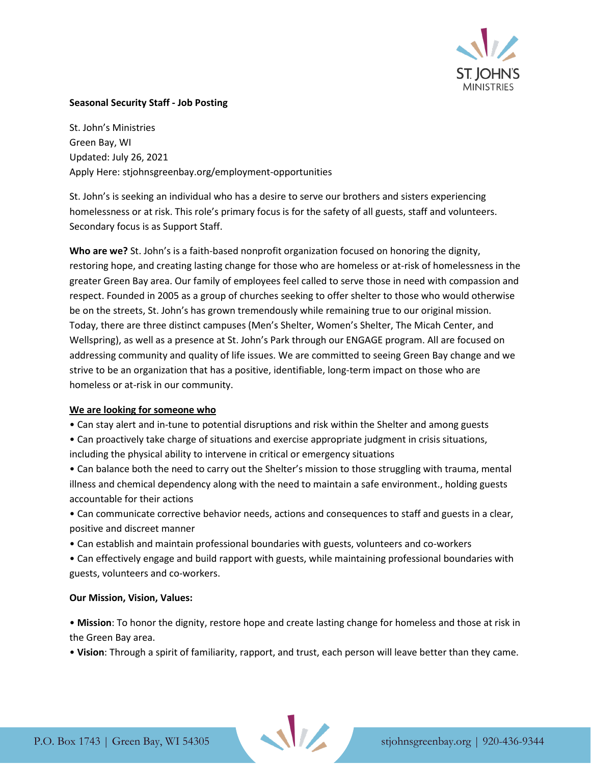**Seasonal Security Staff - Job Posting**

St. John's Ministries
Green Bay, WI
Updated: July 26, 2021
Apply Here: stjohnsgreenbay.org/employment-opportunities

St. John's is seeking an individual who has a desire to serve our brothers and sisters experiencing homelessness or at risk. This role's primary focus is for the safety of all guests, staff and volunteers. Secondary focus is as Support Staff.

**Who are we?** St. John's is a faith-based nonprofit organization focused on honoring the dignity, restoring hope, and creating lasting change for those who are homeless or at-risk of homelessness in the greater Green Bay area. Our family of employees feel called to serve those in need with compassion and respect. Founded in 2005 as a group of churches seeking to offer shelter to those who would otherwise be on the streets, St. John's has grown tremendously while remaining true to our original mission. Today, there are three distinct campuses (Men's Shelter, Women's Shelter, The Micah Center, and Wellspring), as well as a presence at St. John's Park through our ENGAGE program. All are focused on addressing community and quality of life issues. We are committed to seeing Green Bay change and we strive to be an organization that has a positive, identifiable, long-term impact on those who are homeless or at-risk in our community.

**We are looking for someone who**

- Can stay alert and in-tune to potential disruptions and risk within the Shelter and among guests
- Can proactively take charge of situations and exercise appropriate judgment in crisis situations, including the physical ability to intervene in critical or emergency situations
- Can balance both the need to carry out the Shelter's mission to those struggling with trauma, mental illness and chemical dependency along with the need to maintain a safe environment., holding guests accountable for their actions
- Can communicate corrective behavior needs, actions and consequences to staff and guests in a clear, positive and discreet manner
- Can establish and maintain professional boundaries with guests, volunteers and co-workers
- Can effectively engage and build rapport with guests, while maintaining professional boundaries with guests, volunteers and co-workers.

**Our Mission, Vision, Values:**

- **Mission**: To honor the dignity, restore hope and create lasting change for homeless and those at risk in the Green Bay area.
- **Vision**: Through a spirit of familiarity, rapport, and trust, each person will leave better than they came.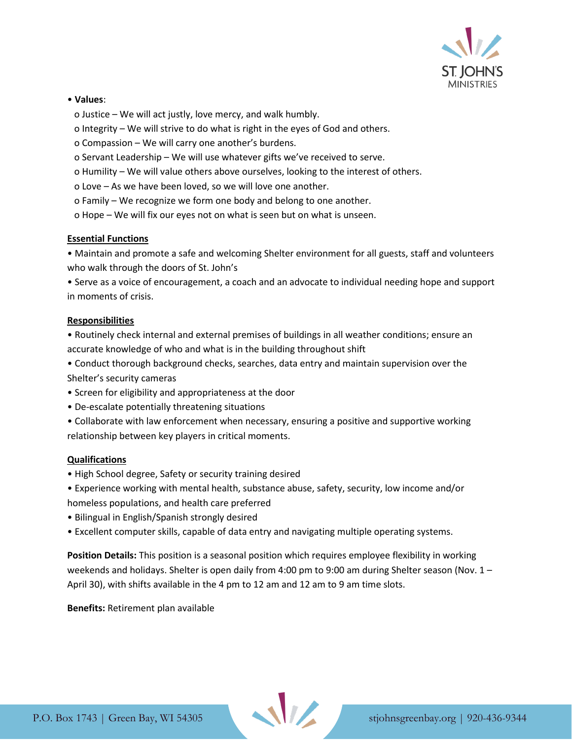- **Values**:
  - Justice – We will act justly, love mercy, and walk humbly.
  - Integrity – We will strive to do what is right in the eyes of God and others.
  - Compassion – We will carry one another's burdens.
  - Servant Leadership – We will use whatever gifts we've received to serve.
  - Humility – We will value others above ourselves, looking to the interest of others.
  - Love – As we have been loved, so we will love one another.
  - Family – We recognize we form one body and belong to one another.
  - Hope – We will fix our eyes not on what is seen but on what is unseen.

## Essential Functions

- Maintain and promote a safe and welcoming Shelter environment for all guests, staff and volunteers who walk through the doors of St. John's
- Serve as a voice of encouragement, a coach and an advocate to individual needing hope and support in moments of crisis.

## Responsibilities

- Routinely check internal and external premises of buildings in all weather conditions; ensure an accurate knowledge of who and what is in the building throughout shift
- Conduct thorough background checks, searches, data entry and maintain supervision over the Shelter's security cameras
- Screen for eligibility and appropriateness at the door
- De-escalate potentially threatening situations
- Collaborate with law enforcement when necessary, ensuring a positive and supportive working relationship between key players in critical moments.

## Qualifications

- High School degree, Safety or security training desired
- Experience working with mental health, substance abuse, safety, security, low income and/or homeless populations, and health care preferred
- Bilingual in English/Spanish strongly desired
- Excellent computer skills, capable of data entry and navigating multiple operating systems.

**Position Details:** This position is a seasonal position which requires employee flexibility in working weekends and holidays. Shelter is open daily from 4:00 pm to 9:00 am during Shelter season (Nov. 1 – April 30), with shifts available in the 4 pm to 12 am and 12 am to 9 am time slots.

**Benefits:** Retirement plan available